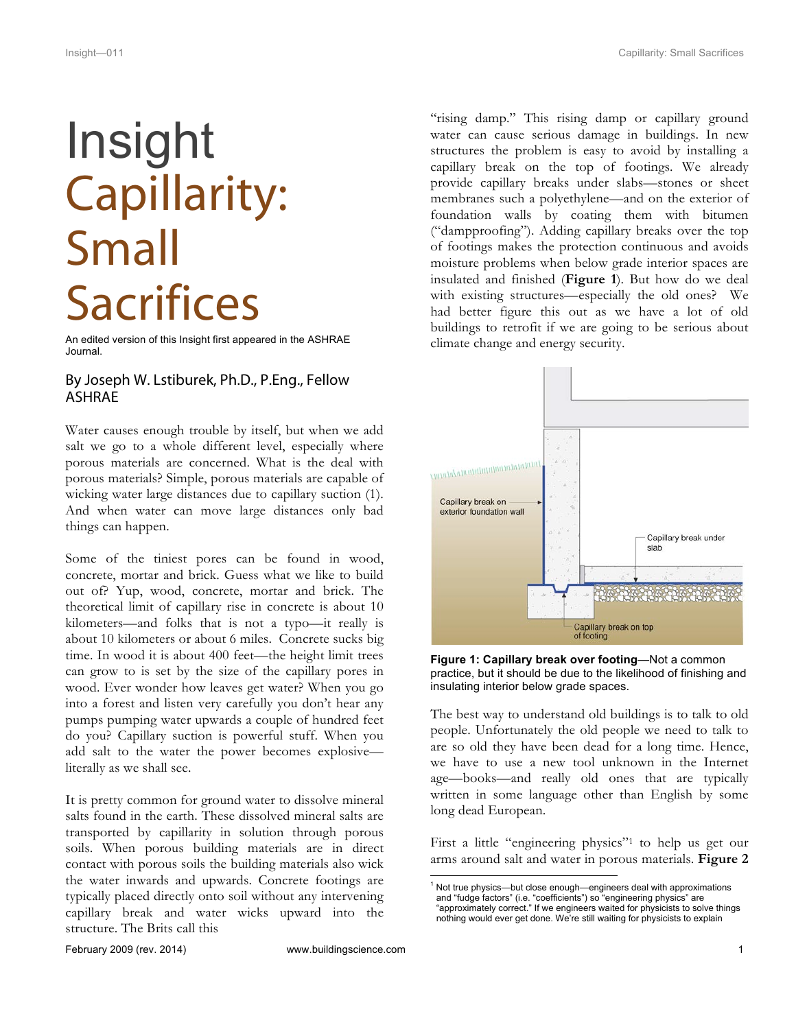# Insight Capillarity: Small Sacrifices

An edited version of this Insight first appeared in the ASHRAE Journal.

By Joseph W. Lstiburek, Ph.D., P.Eng., Fellow ASHRAE

Water causes enough trouble by itself, but when we add salt we go to a whole different level, especially where porous materials are concerned. What is the deal with porous materials? Simple, porous materials are capable of wicking water large distances due to capillary suction (1). And when water can move large distances only bad things can happen.

Some of the tiniest pores can be found in wood, concrete, mortar and brick. Guess what we like to build out of? Yup, wood, concrete, mortar and brick. The theoretical limit of capillary rise in concrete is about 10 kilometers—and folks that is not a typo—it really is about 10 kilometers or about 6 miles. Concrete sucks big time. In wood it is about 400 feet—the height limit trees can grow to is set by the size of the capillary pores in wood. Ever wonder how leaves get water? When you go into a forest and listen very carefully you don't hear any pumps pumping water upwards a couple of hundred feet do you? Capillary suction is powerful stuff. When you add salt to the water the power becomes explosive—literally as we shall see.

It is pretty common for ground water to dissolve mineral salts found in the earth. These dissolved mineral salts are transported by capillarity in solution through porous soils. When porous building materials are in direct contact with porous soils the building materials also wick the water inwards and upwards. Concrete footings are typically placed directly onto soil without any intervening capillary break and water wicks upward into the structure. The Brits call this "rising damp." This rising damp or capillary ground water can cause serious damage in buildings. In new structures the problem is easy to avoid by installing a capillary break on the top of footings. We already provide capillary breaks under slabs—stones or sheet membranes such a polyethylene—and on the exterior of foundation walls by coating them with bitumen ("dampproofing"). Adding capillary breaks over the top of footings makes the protection continuous and avoids moisture problems when below grade interior spaces are insulated and finished (**Figure 1**). But how do we deal with existing structures—especially the old ones? We had better figure this out as we have a lot of old buildings to retrofit if we are going to be serious about climate change and energy security.

**Figure 1: Capillary break over footing**—Not a common practice, but it should be due to the likelihood of finishing and insulating interior below grade spaces.

The best way to understand old buildings is to talk to old people. Unfortunately the old people we need to talk to are so old they have been dead for a long time. Hence, we have to use a new tool unknown in the Internet age—books—and really old ones that are typically written in some language other than English by some long dead European.

First a little "engineering physics"[1] to help us get our arms around salt and water in porous materials. **Figure 2**

[1] Not true physics—but close enough—engineers deal with approximations and "fudge factors" (i.e. "coefficients") so "engineering physics" are "approximately correct." If we engineers waited for physicists to solve things nothing would ever get done. We're still waiting for physicists to explain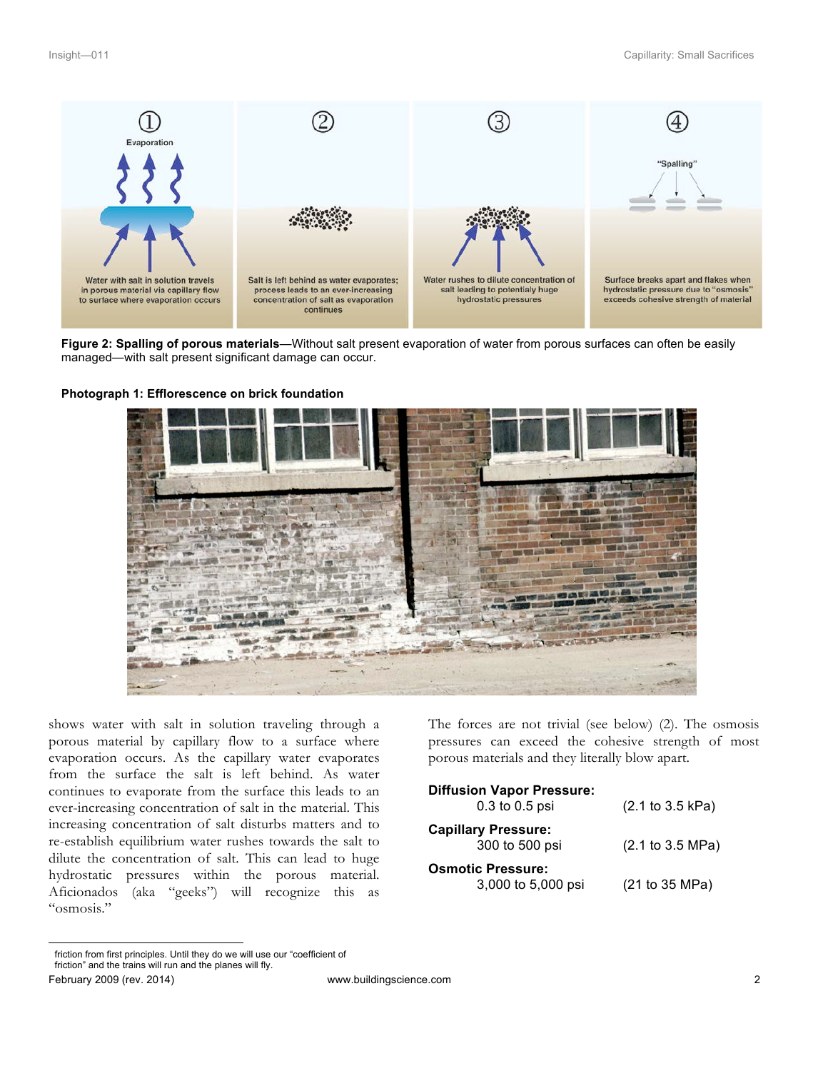Water with salt in solution travels in porous material via capillary flow to surface where evaporation occurs

Salt is left behind as water evaporates; process leads to an ever-increasing concentration of salt as evaporation continues

Water rushes to dilute concentration of salt leading to potentialy huge hydrostatic pressures

Surface breaks apart and flakes when hydrostatic pressure due to "osmosis" exceeds cohesive strength of material

**Figure 2: Spalling of porous materials**—Without salt present evaporation of water from porous surfaces can often be easily managed—with salt present significant damage can occur.

**Photograph 1: Efflorescence on brick foundation**

shows water with salt in solution traveling through a porous material by capillary flow to a surface where evaporation occurs. As the capillary water evaporates from the surface the salt is left behind. As water continues to evaporate from the surface this leads to an ever-increasing concentration of salt in the material. This increasing concentration of salt disturbs matters and to re-establish equilibrium water rushes towards the salt to dilute the concentration of salt. This can lead to huge hydrostatic pressures within the porous material. Aficionados (aka "geeks") will recognize this as "osmosis."

The forces are not trivial (see below) (2). The osmosis pressures can exceed the cohesive strength of most porous materials and they literally blow apart.

**Diffusion Vapor Pressure:**
0.3 to 0.5 psi (2.1 to 3.5 kPa)

**Capillary Pressure:**
300 to 500 psi (2.1 to 3.5 MPa)

**Osmotic Pressure:**
3,000 to 5,000 psi (21 to 35 MPa)

friction from first principles. Until they do we will use our "coefficient of friction" and the trains will run and the planes will fly.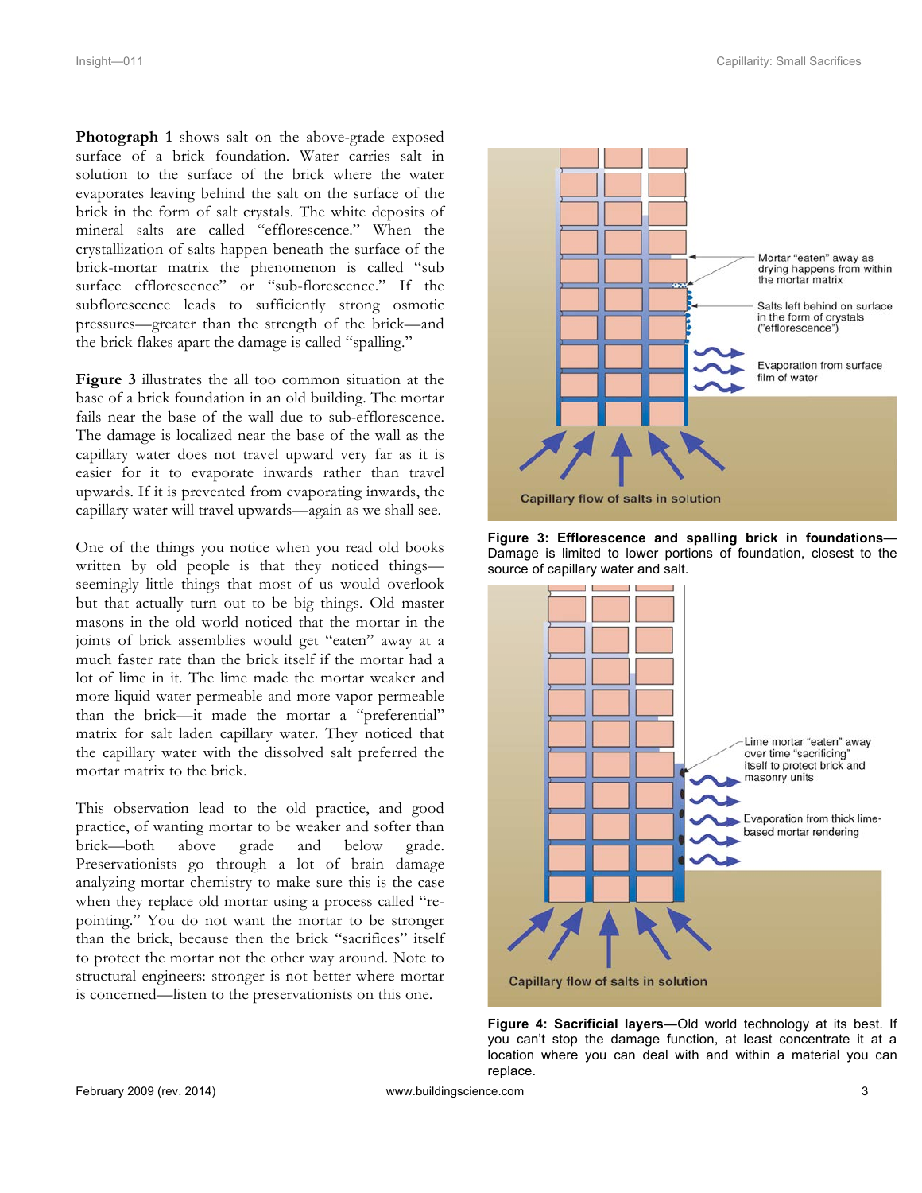**Photograph 1** shows salt on the above-grade exposed surface of a brick foundation. Water carries salt in solution to the surface of the brick where the water evaporates leaving behind the salt on the surface of the brick in the form of salt crystals. The white deposits of mineral salts are called "efflorescence." When the crystallization of salts happen beneath the surface of the brick-mortar matrix the phenomenon is called "sub surface efflorescence" or "sub-florescence." If the subflorescence leads to sufficiently strong osmotic pressures—greater than the strength of the brick—and the brick flakes apart the damage is called "spalling."

**Figure 3** illustrates the all too common situation at the base of a brick foundation in an old building. The mortar fails near the base of the wall due to sub-efflorescence. The damage is localized near the base of the wall as the capillary water does not travel upward very far as it is easier for it to evaporate inwards rather than travel upwards. If it is prevented from evaporating inwards, the capillary water will travel upwards—again as we shall see.

One of the things you notice when you read old books written by old people is that they noticed things—seemingly little things that most of us would overlook but that actually turn out to be big things. Old master masons in the old world noticed that the mortar in the joints of brick assemblies would get "eaten" away at a much faster rate than the brick itself if the mortar had a lot of lime in it. The lime made the mortar weaker and more liquid water permeable and more vapor permeable than the brick—it made the mortar a "preferential" matrix for salt laden capillary water. They noticed that the capillary water with the dissolved salt preferred the mortar matrix to the brick.

This observation lead to the old practice, and good practice, of wanting mortar to be weaker and softer than brick—both above grade and below grade. Preservationists go through a lot of brain damage analyzing mortar chemistry to make sure this is the case when they replace old mortar using a process called "re-pointing." You do not want the mortar to be stronger than the brick, because then the brick "sacrifices" itself to protect the mortar not the other way around. Note to structural engineers: stronger is not better where mortar is concerned—listen to the preservationists on this one.

**Figure 3: Efflorescence and spalling brick in foundations**—Damage is limited to lower portions of foundation, closest to the source of capillary water and salt.

**Figure 4: Sacrificial layers**—Old world technology at its best. If you can't stop the damage function, at least concentrate it at a location where you can deal with and within a material you can replace.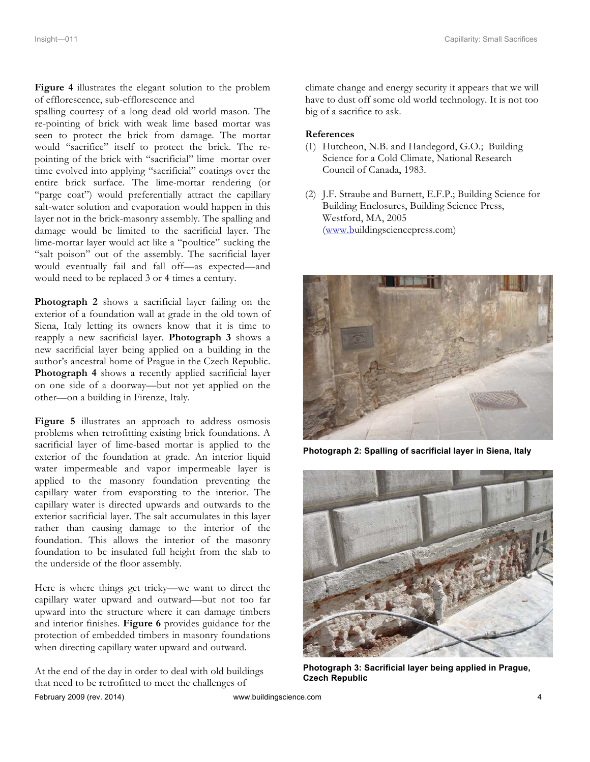**Figure 4** illustrates the elegant solution to the problem of efflorescence, sub-efflorescence and spalling courtesy of a long dead old world mason. The re-pointing of brick with weak lime based mortar was seen to protect the brick from damage. The mortar would "sacrifice" itself to protect the brick. The re-pointing of the brick with "sacrificial" lime mortar over time evolved into applying "sacrificial" coatings over the entire brick surface. The lime-mortar rendering (or "parge coat") would preferentially attract the capillary salt-water solution and evaporation would happen in this layer not in the brick-masonry assembly. The spalling and damage would be limited to the sacrificial layer. The lime-mortar layer would act like a "poultice" sucking the "salt poison" out of the assembly. The sacrificial layer would eventually fail and fall off—as expected—and would need to be replaced 3 or 4 times a century.

**Photograph 2** shows a sacrificial layer failing on the exterior of a foundation wall at grade in the old town of Siena, Italy letting its owners know that it is time to reapply a new sacrificial layer. **Photograph 3** shows a new sacrificial layer being applied on a building in the author's ancestral home of Prague in the Czech Republic. **Photograph 4** shows a recently applied sacrificial layer on one side of a doorway—but not yet applied on the other—on a building in Firenze, Italy.

**Figure 5** illustrates an approach to address osmosis problems when retrofitting existing brick foundations. A sacrificial layer of lime-based mortar is applied to the exterior of the foundation at grade. An interior liquid water impermeable and vapor impermeable layer is applied to the masonry foundation preventing the capillary water from evaporating to the interior. The capillary water is directed upwards and outwards to the exterior sacrificial layer. The salt accumulates in this layer rather than causing damage to the interior of the foundation. This allows the interior of the masonry foundation to be insulated full height from the slab to the underside of the floor assembly.

Here is where things get tricky—we want to direct the capillary water upward and outward—but not too far upward into the structure where it can damage timbers and interior finishes. **Figure 6** provides guidance for the protection of embedded timbers in masonry foundations when directing capillary water upward and outward.

At the end of the day in order to deal with old buildings that need to be retrofitted to meet the challenges of climate change and energy security it appears that we will have to dust off some old world technology. It is not too big of a sacrifice to ask.

**References**

(1) Hutcheon, N.B. and Handegord, G.O.; Building Science for a Cold Climate, National Research Council of Canada, 1983.

(2) J.F. Straube and Burnett, E.F.P.; Building Science for Building Enclosures, Building Science Press, Westford, MA, 2005 (www.buildingsciencepress.com)

**Photograph 2: Spalling of sacrificial layer in Siena, Italy**

**Photograph 3: Sacrificial layer being applied in Prague, Czech Republic**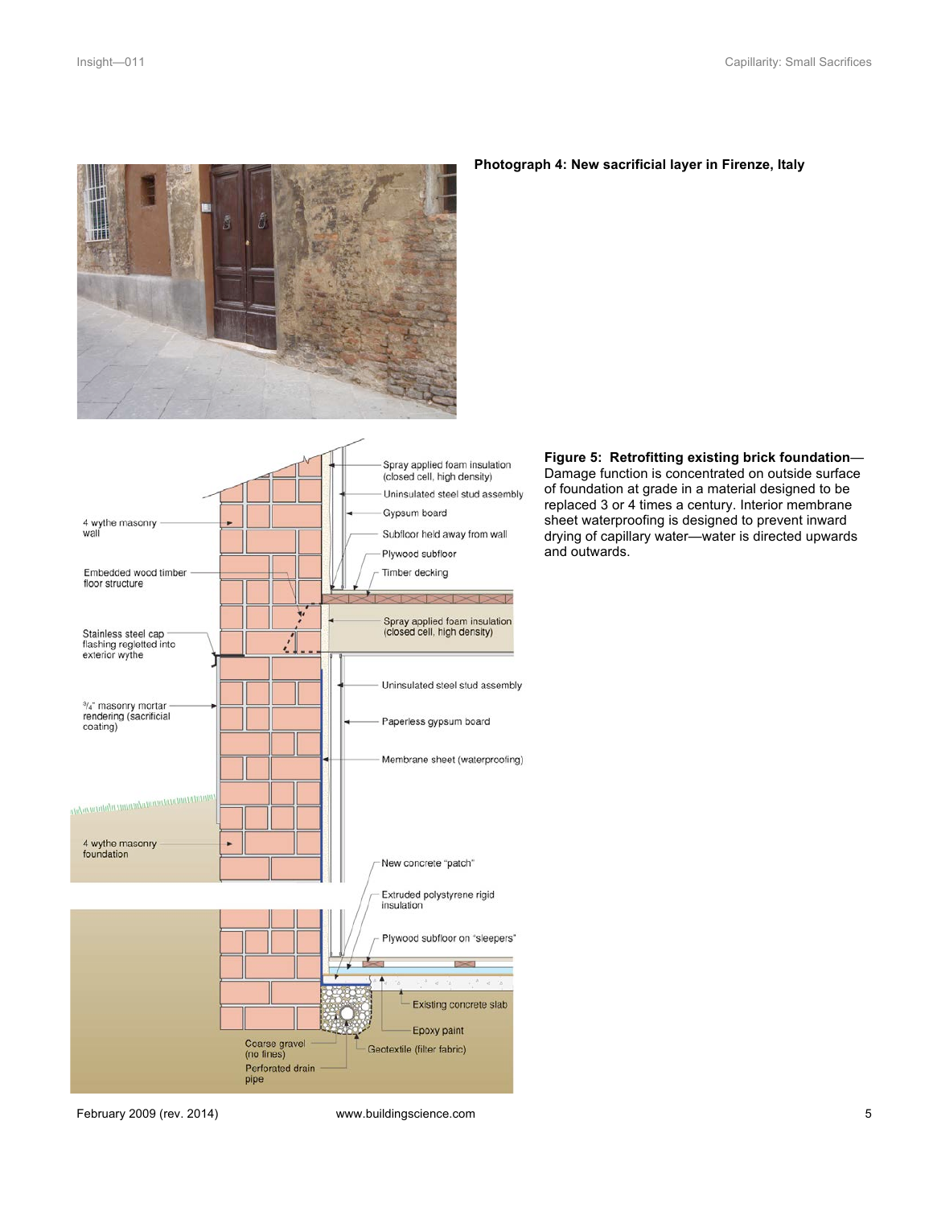**Photograph 4: New sacrificial layer in Firenze, Italy**

**Figure 5: Retrofitting existing brick foundation**—Damage function is concentrated on outside surface of foundation at grade in a material designed to be replaced 3 or 4 times a century. Interior membrane sheet waterproofing is designed to prevent inward drying of capillary water—water is directed upwards and outwards.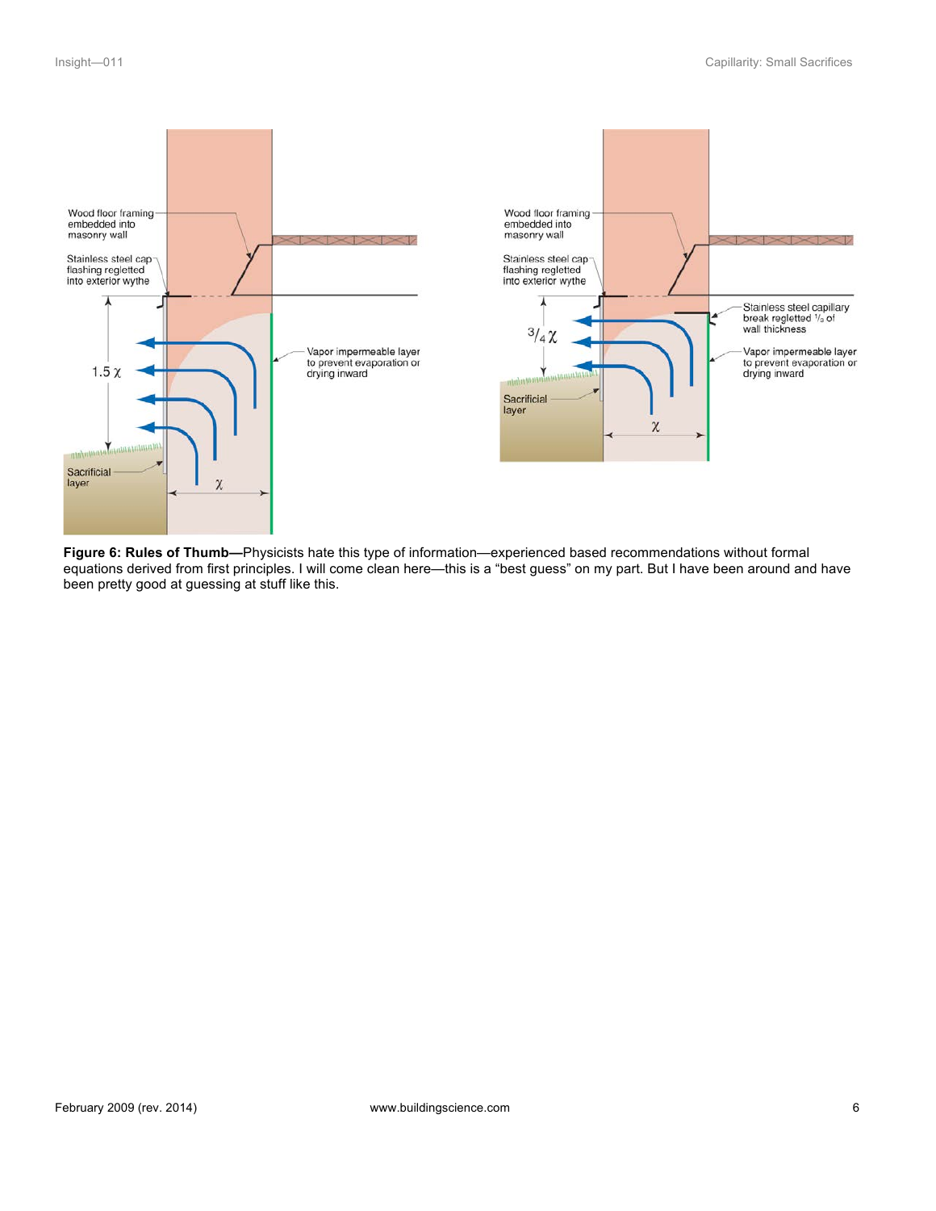Wood floor framing embedded into masonry wall

Stainless steel cap flashing regletted into exterior wythe

1.5 χ

Vapor impermeable layer to prevent evaporation or drying inward

Sacrificial layer

χ

Wood floor framing embedded into masonry wall

Stainless steel cap flashing regletted into exterior wythe

Stainless steel capillary break regletted 1/3 of wall thickness

3/4 χ

Vapor impermeable layer to prevent evaporation or drying inward

Sacrificial layer

χ

**Figure 6: Rules of Thumb—**Physicists hate this type of information—experienced based recommendations without formal equations derived from first principles. I will come clean here—this is a "best guess" on my part. But I have been around and have been pretty good at guessing at stuff like this.